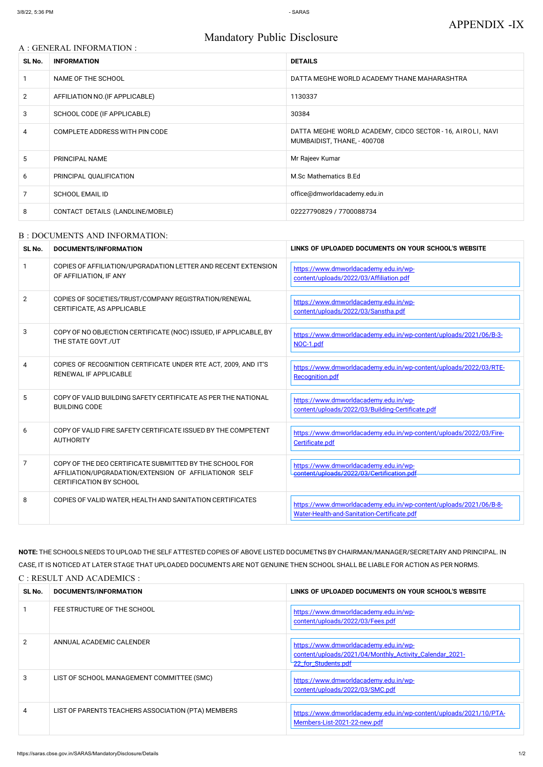# APPENDIX -IX

## Mandatory Public Disclosure

### A : GENERAL INFORMATION :

| SL No. | INFORMATION | DETAILS |
|---|---|---|
| 1 | NAME OF THE SCHOOL | DATTA MEGHE WORLD ACADEMY THANE MAHARASHTRA |
| 2 | AFFILIATION NO.(IF APPLICABLE) | 1130337 |
| 3 | SCHOOL CODE (IF APPLICABLE) | 30384 |
| 4 | COMPLETE ADDRESS WITH PIN CODE | DATTA MEGHE WORLD ACADEMY, CIDCO SECTOR - 16, AIROLI, NAVI MUMBAIDIST, THANE, - 400708 |
| 5 | PRINCIPAL NAME | Mr Rajeev Kumar |
| 6 | PRINCIPAL QUALIFICATION | M.Sc Mathematics B.Ed |
| 7 | SCHOOL EMAIL ID | office@dmworldacademy.edu.in |
| 8 | CONTACT DETAILS (LANDLINE/MOBILE) | 02227790829 / 7700088734 |

### B : DOCUMENTS AND INFORMATION:

| SL No. | DOCUMENTS/INFORMATION | LINKS OF UPLOADED DOCUMENTS ON YOUR SCHOOL'S WEBSITE |
|---|---|---|
| 1 | COPIES OF AFFILIATION/UPGRADATION LETTER AND RECENT EXTENSION OF AFFILIATION, IF ANY | https://www.dmworldacademy.edu.in/wp-content/uploads/2022/03/Affiliation.pdf |
| 2 | COPIES OF SOCIETIES/TRUST/COMPANY REGISTRATION/RENEWAL CERTIFICATE, AS APPLICABLE | https://www.dmworldacademy.edu.in/wp-content/uploads/2022/03/Sanstha.pdf |
| 3 | COPY OF NO OBJECTION CERTIFICATE (NOC) ISSUED, IF APPLICABLE, BY THE STATE GOVT./UT | https://www.dmworldacademy.edu.in/wp-content/uploads/2021/06/B-3-NOC-1.pdf |
| 4 | COPIES OF RECOGNITION CERTIFICATE UNDER RTE ACT, 2009, AND IT'S RENEWAL IF APPLICABLE | https://www.dmworldacademy.edu.in/wp-content/uploads/2022/03/RTE-Recognition.pdf |
| 5 | COPY OF VALID BUILDING SAFETY CERTIFICATE AS PER THE NATIONAL BUILDING CODE | https://www.dmworldacademy.edu.in/wp-content/uploads/2022/03/Building-Certificate.pdf |
| 6 | COPY OF VALID FIRE SAFETY CERTIFICATE ISSUED BY THE COMPETENT AUTHORITY | https://www.dmworldacademy.edu.in/wp-content/uploads/2022/03/Fire-Certificate.pdf |
| 7 | COPY OF THE DEO CERTIFICATE SUBMITTED BY THE SCHOOL FOR AFFILIATION/UPGRADATION/EXTENSION OF AFFILIATIONOR SELF CERTIFICATION BY SCHOOL | https://www.dmworldacademy.edu.in/wp-content/uploads/2022/03/Certification.pdf |
| 8 | COPIES OF VALID WATER, HEALTH AND SANITATION CERTIFICATES | https://www.dmworldacademy.edu.in/wp-content/uploads/2021/06/B-8-Water-Health-and-Sanitation-Certificate.pdf |

**NOTE:** THE SCHOOLS NEEDS TO UPLOAD THE SELF ATTESTED COPIES OF ABOVE LISTED DOCUMETNS BY CHAIRMAN/MANAGER/SECRETARY AND PRINCIPAL. IN CASE, IT IS NOTICED AT LATER STAGE THAT UPLOADED DOCUMENTS ARE NOT GENUINE THEN SCHOOL SHALL BE LIABLE FOR ACTION AS PER NORMS.

### C : RESULT AND ACADEMICS :

| SL No. | DOCUMENTS/INFORMATION | LINKS OF UPLOADED DOCUMENTS ON YOUR SCHOOL'S WEBSITE |
|---|---|---|
| 1 | FEE STRUCTURE OF THE SCHOOL | https://www.dmworldacademy.edu.in/wp-content/uploads/2022/03/Fees.pdf |
| 2 | ANNUAL ACADEMIC CALENDER | https://www.dmworldacademy.edu.in/wp-content/uploads/2021/04/Monthly_Activity_Calendar_2021-22_for_Students.pdf |
| 3 | LIST OF SCHOOL MANAGEMENT COMMITTEE (SMC) | https://www.dmworldacademy.edu.in/wp-content/uploads/2022/03/SMC.pdf |
| 4 | LIST OF PARENTS TEACHERS ASSOCIATION (PTA) MEMBERS | https://www.dmworldacademy.edu.in/wp-content/uploads/2021/10/PTA-Members-List-2021-22-new.pdf |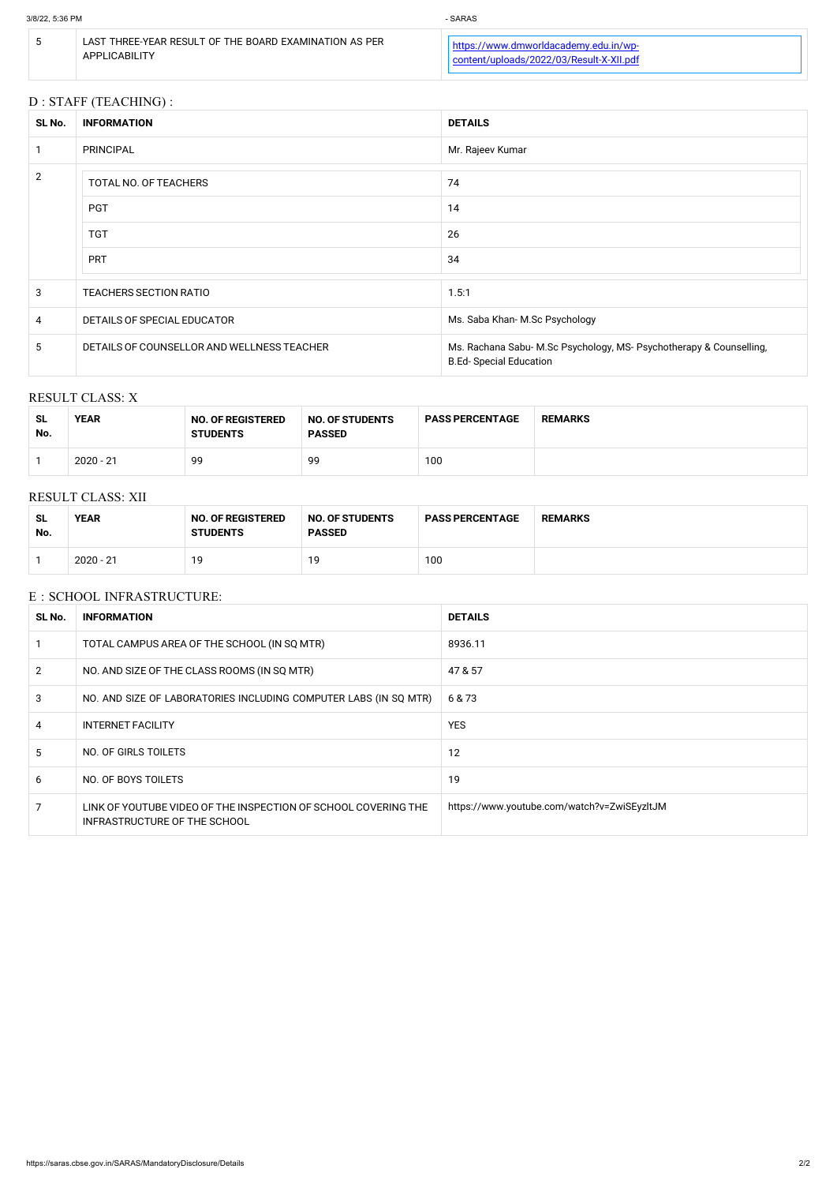| 5 | LAST THREE-YEAR RESULT OF THE BOARD EXAMINATION AS PER APPLICABILITY | https://www.dmworldacademy.edu.in/wp-content/uploads/2022/03/Result-X-XII.pdf |
|---|---|---|

## D : STAFF (TEACHING) :

| SL No. | INFORMATION | DETAILS |
|---|---|---|
| 1 | PRINCIPAL | Mr. Rajeev Kumar |
| 2 | TOTAL NO. OF TEACHERS | 74 |
| | PGT | 14 |
| | TGT | 26 |
| | PRT | 34 |
| 3 | TEACHERS SECTION RATIO | 1.5:1 |
| 4 | DETAILS OF SPECIAL EDUCATOR | Ms. Saba Khan- M.Sc Psychology |
| 5 | DETAILS OF COUNSELLOR AND WELLNESS TEACHER | Ms. Rachana Sabu- M.Sc Psychology, MS- Psychotherapy & Counselling, B.Ed- Special Education |

## RESULT CLASS: X

| SL No. | YEAR | NO. OF REGISTERED STUDENTS | NO. OF STUDENTS PASSED | PASS PERCENTAGE | REMARKS |
|---|---|---|---|---|---|
| 1 | 2020 - 21 | 99 | 99 | 100 | |

## RESULT CLASS: XII

| SL No. | YEAR | NO. OF REGISTERED STUDENTS | NO. OF STUDENTS PASSED | PASS PERCENTAGE | REMARKS |
|---|---|---|---|---|---|
| 1 | 2020 - 21 | 19 | 19 | 100 | |

## E : SCHOOL INFRASTRUCTURE:

| SL No. | INFORMATION | DETAILS |
|---|---|---|
| 1 | TOTAL CAMPUS AREA OF THE SCHOOL (IN SQ MTR) | 8936.11 |
| 2 | NO. AND SIZE OF THE CLASS ROOMS (IN SQ MTR) | 47 & 57 |
| 3 | NO. AND SIZE OF LABORATORIES INCLUDING COMPUTER LABS (IN SQ MTR) | 6 & 73 |
| 4 | INTERNET FACILITY | YES |
| 5 | NO. OF GIRLS TOILETS | 12 |
| 6 | NO. OF BOYS TOILETS | 19 |
| 7 | LINK OF YOUTUBE VIDEO OF THE INSPECTION OF SCHOOL COVERING THE INFRASTRUCTURE OF THE SCHOOL | https://www.youtube.com/watch?v=ZwiSEyzltJM |